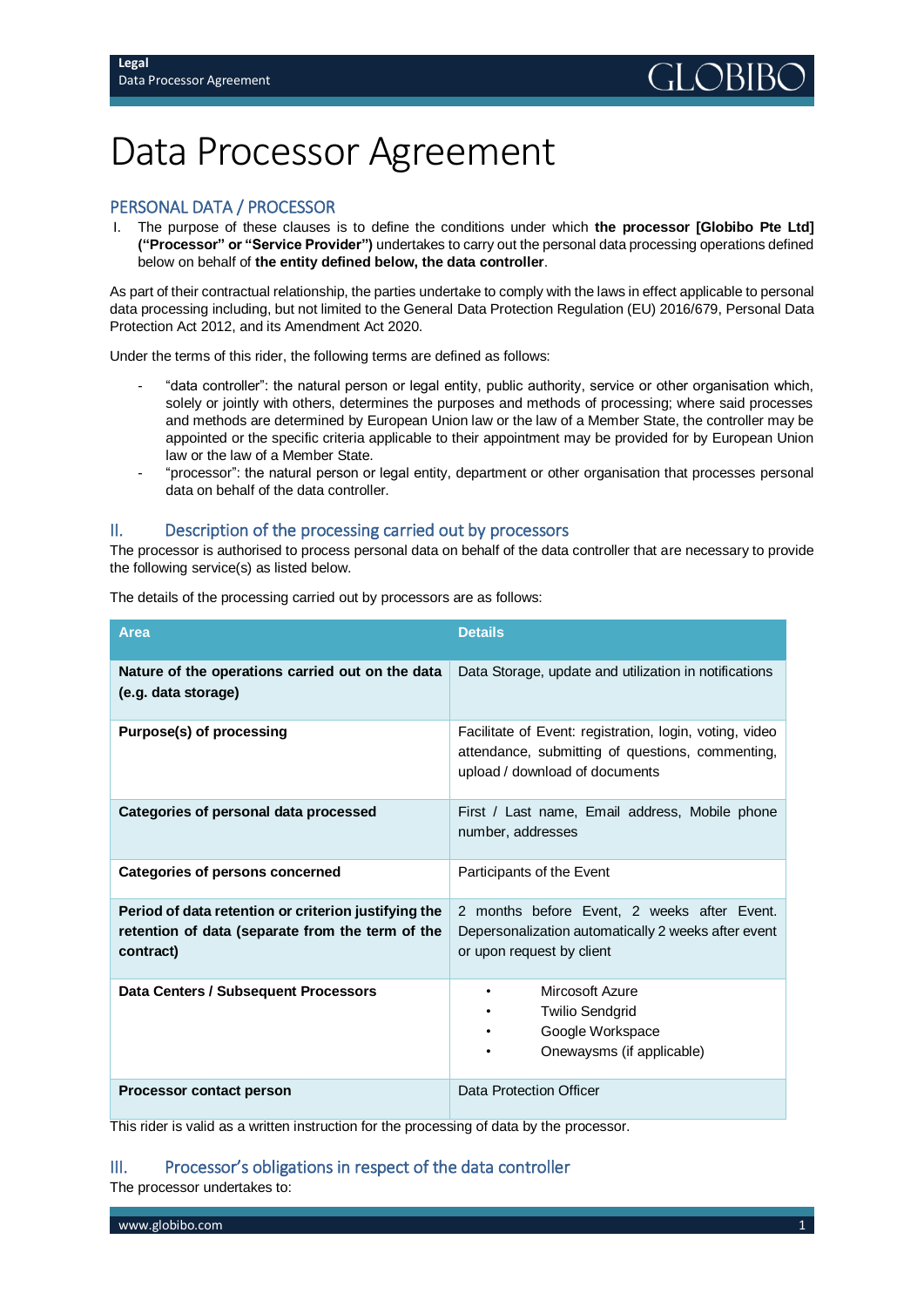# Data Processor Agreement

## PERSONAL DATA / PROCESSOR

I. The purpose of these clauses is to define the conditions under which **the processor [Globibo Pte Ltd] ("Processor" or "Service Provider")** undertakes to carry out the personal data processing operations defined below on behalf of **the entity defined below, the data controller**.

As part of their contractual relationship, the parties undertake to comply with the laws in effect applicable to personal data processing including, but not limited to the General Data Protection Regulation (EU) 2016/679, Personal Data Protection Act 2012, and its Amendment Act 2020.

Under the terms of this rider, the following terms are defined as follows:

- "data controller": the natural person or legal entity, public authority, service or other organisation which, solely or jointly with others, determines the purposes and methods of processing; where said processes and methods are determined by European Union law or the law of a Member State, the controller may be appointed or the specific criteria applicable to their appointment may be provided for by European Union law or the law of a Member State.
- "processor": the natural person or legal entity, department or other organisation that processes personal data on behalf of the data controller.

## II. Description of the processing carried out by processors

The processor is authorised to process personal data on behalf of the data controller that are necessary to provide the following service(s) as listed below.

The details of the processing carried out by processors are as follows:

| Area | Details |
|---|---|
| **Nature of the operations carried out on the data (e.g. data storage)** | Data Storage, update and utilization in notifications |
| **Purpose(s) of processing** | Facilitate of Event: registration, login, voting, video attendance, submitting of questions, commenting, upload / download of documents |
| **Categories of personal data processed** | First / Last name, Email address, Mobile phone number, addresses |
| **Categories of persons concerned** | Participants of the Event |
| **Period of data retention or criterion justifying the retention of data (separate from the term of the contract)** | 2 months before Event, 2 weeks after Event. Depersonalization automatically 2 weeks after event or upon request by client |
| **Data Centers / Subsequent Processors** | • Mircosoft Azure<br>• Twilio Sendgrid<br>• Google Workspace<br>• Onewaysms (if applicable) |
| **Processor contact person** | Data Protection Officer |

This rider is valid as a written instruction for the processing of data by the processor.

## III. Processor's obligations in respect of the data controller

The processor undertakes to: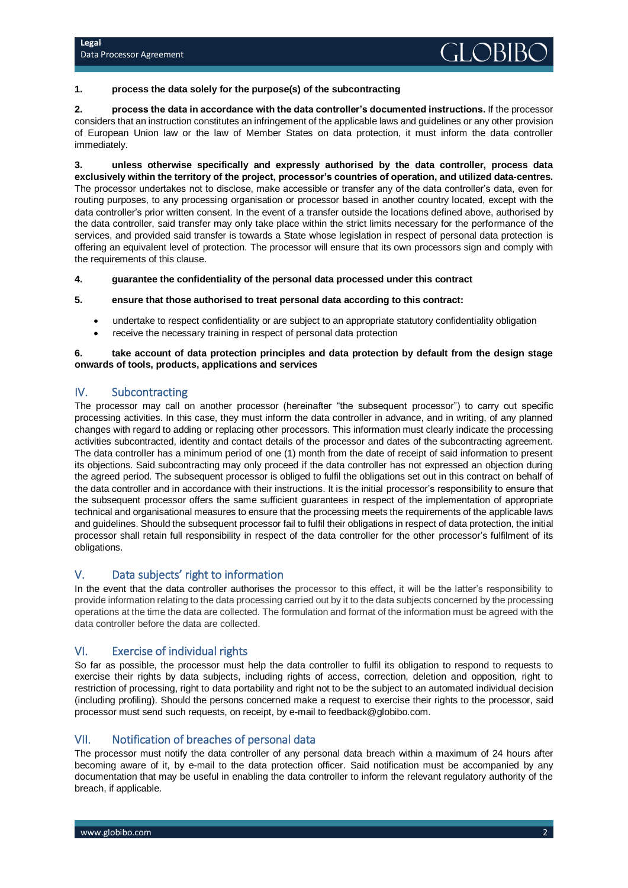**1. process the data solely for the purpose(s) of the subcontracting**

**2. process the data in accordance with the data controller's documented instructions.** If the processor considers that an instruction constitutes an infringement of the applicable laws and guidelines or any other provision of European Union law or the law of Member States on data protection, it must inform the data controller immediately.

**3. unless otherwise specifically and expressly authorised by the data controller, process data exclusively within the territory of the project, processor's countries of operation, and utilized data-centres.** The processor undertakes not to disclose, make accessible or transfer any of the data controller's data, even for routing purposes, to any processing organisation or processor based in another country located, except with the data controller's prior written consent. In the event of a transfer outside the locations defined above, authorised by the data controller, said transfer may only take place within the strict limits necessary for the performance of the services, and provided said transfer is towards a State whose legislation in respect of personal data protection is offering an equivalent level of protection. The processor will ensure that its own processors sign and comply with the requirements of this clause.

**4. guarantee the confidentiality of the personal data processed under this contract**

**5. ensure that those authorised to treat personal data according to this contract:**

- undertake to respect confidentiality or are subject to an appropriate statutory confidentiality obligation
- receive the necessary training in respect of personal data protection

**6. take account of data protection principles and data protection by default from the design stage onwards of tools, products, applications and services**

## IV. Subcontracting

The processor may call on another processor (hereinafter "the subsequent processor") to carry out specific processing activities. In this case, they must inform the data controller in advance, and in writing, of any planned changes with regard to adding or replacing other processors. This information must clearly indicate the processing activities subcontracted, identity and contact details of the processor and dates of the subcontracting agreement. The data controller has a minimum period of one (1) month from the date of receipt of said information to present its objections. Said subcontracting may only proceed if the data controller has not expressed an objection during the agreed period. The subsequent processor is obliged to fulfil the obligations set out in this contract on behalf of the data controller and in accordance with their instructions. It is the initial processor's responsibility to ensure that the subsequent processor offers the same sufficient guarantees in respect of the implementation of appropriate technical and organisational measures to ensure that the processing meets the requirements of the applicable laws and guidelines. Should the subsequent processor fail to fulfil their obligations in respect of data protection, the initial processor shall retain full responsibility in respect of the data controller for the other processor's fulfilment of its obligations.

## V. Data subjects' right to information

In the event that the data controller authorises the processor to this effect, it will be the latter's responsibility to provide information relating to the data processing carried out by it to the data subjects concerned by the processing operations at the time the data are collected. The formulation and format of the information must be agreed with the data controller before the data are collected.

## VI. Exercise of individual rights

So far as possible, the processor must help the data controller to fulfil its obligation to respond to requests to exercise their rights by data subjects, including rights of access, correction, deletion and opposition, right to restriction of processing, right to data portability and right not to be the subject to an automated individual decision (including profiling). Should the persons concerned make a request to exercise their rights to the processor, said processor must send such requests, on receipt, by e-mail to feedback@globibo.com.

## VII. Notification of breaches of personal data

The processor must notify the data controller of any personal data breach within a maximum of 24 hours after becoming aware of it, by e-mail to the data protection officer. Said notification must be accompanied by any documentation that may be useful in enabling the data controller to inform the relevant regulatory authority of the breach, if applicable.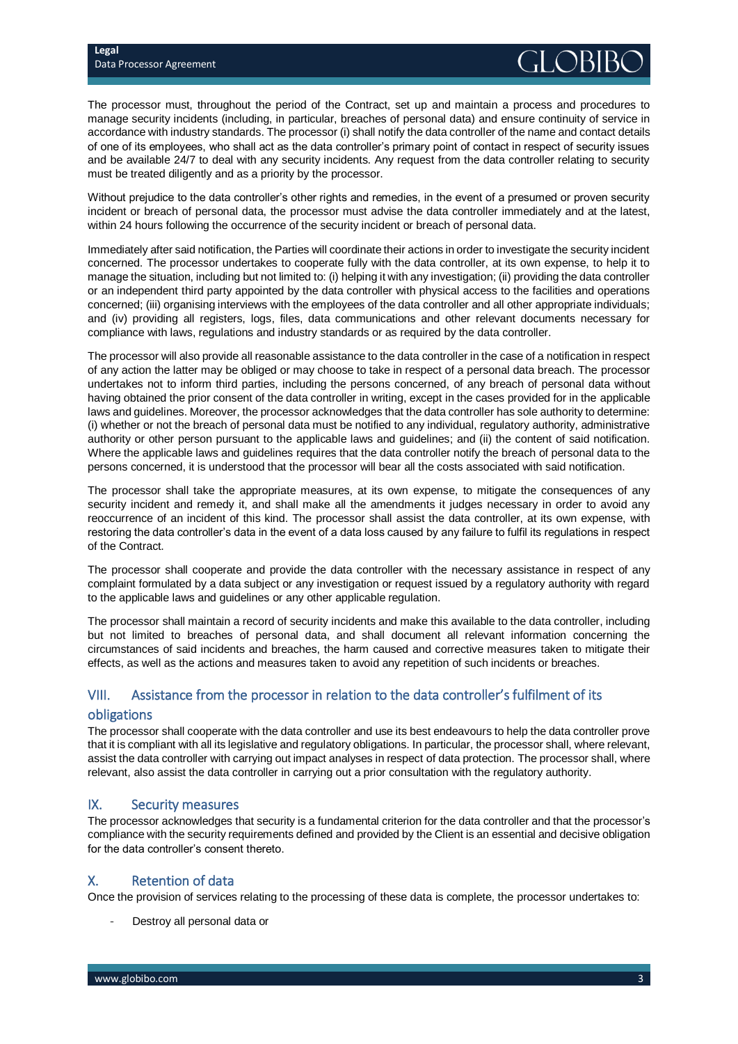The processor must, throughout the period of the Contract, set up and maintain a process and procedures to manage security incidents (including, in particular, breaches of personal data) and ensure continuity of service in accordance with industry standards. The processor (i) shall notify the data controller of the name and contact details of one of its employees, who shall act as the data controller's primary point of contact in respect of security issues and be available 24/7 to deal with any security incidents. Any request from the data controller relating to security must be treated diligently and as a priority by the processor.

Without prejudice to the data controller's other rights and remedies, in the event of a presumed or proven security incident or breach of personal data, the processor must advise the data controller immediately and at the latest, within 24 hours following the occurrence of the security incident or breach of personal data.

Immediately after said notification, the Parties will coordinate their actions in order to investigate the security incident concerned. The processor undertakes to cooperate fully with the data controller, at its own expense, to help it to manage the situation, including but not limited to: (i) helping it with any investigation; (ii) providing the data controller or an independent third party appointed by the data controller with physical access to the facilities and operations concerned; (iii) organising interviews with the employees of the data controller and all other appropriate individuals; and (iv) providing all registers, logs, files, data communications and other relevant documents necessary for compliance with laws, regulations and industry standards or as required by the data controller.

The processor will also provide all reasonable assistance to the data controller in the case of a notification in respect of any action the latter may be obliged or may choose to take in respect of a personal data breach. The processor undertakes not to inform third parties, including the persons concerned, of any breach of personal data without having obtained the prior consent of the data controller in writing, except in the cases provided for in the applicable laws and guidelines. Moreover, the processor acknowledges that the data controller has sole authority to determine: (i) whether or not the breach of personal data must be notified to any individual, regulatory authority, administrative authority or other person pursuant to the applicable laws and guidelines; and (ii) the content of said notification. Where the applicable laws and guidelines requires that the data controller notify the breach of personal data to the persons concerned, it is understood that the processor will bear all the costs associated with said notification.

The processor shall take the appropriate measures, at its own expense, to mitigate the consequences of any security incident and remedy it, and shall make all the amendments it judges necessary in order to avoid any reoccurrence of an incident of this kind. The processor shall assist the data controller, at its own expense, with restoring the data controller's data in the event of a data loss caused by any failure to fulfil its regulations in respect of the Contract.

The processor shall cooperate and provide the data controller with the necessary assistance in respect of any complaint formulated by a data subject or any investigation or request issued by a regulatory authority with regard to the applicable laws and guidelines or any other applicable regulation.

The processor shall maintain a record of security incidents and make this available to the data controller, including but not limited to breaches of personal data, and shall document all relevant information concerning the circumstances of said incidents and breaches, the harm caused and corrective measures taken to mitigate their effects, as well as the actions and measures taken to avoid any repetition of such incidents or breaches.

## VIII. Assistance from the processor in relation to the data controller's fulfilment of its obligations

The processor shall cooperate with the data controller and use its best endeavours to help the data controller prove that it is compliant with all its legislative and regulatory obligations. In particular, the processor shall, where relevant, assist the data controller with carrying out impact analyses in respect of data protection. The processor shall, where relevant, also assist the data controller in carrying out a prior consultation with the regulatory authority.

## IX. Security measures

The processor acknowledges that security is a fundamental criterion for the data controller and that the processor's compliance with the security requirements defined and provided by the Client is an essential and decisive obligation for the data controller's consent thereto.

## X. Retention of data

Once the provision of services relating to the processing of these data is complete, the processor undertakes to:

- Destroy all personal data or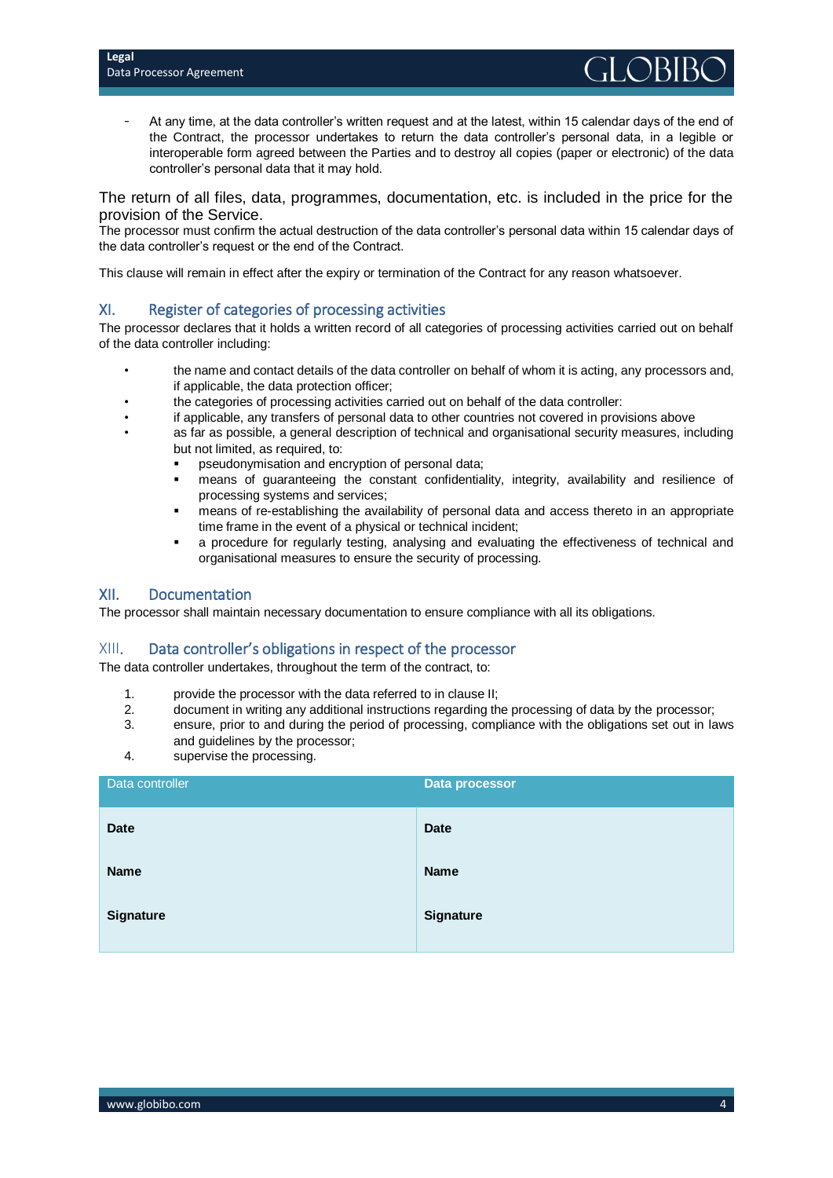- At any time, at the data controller's written request and at the latest, within 15 calendar days of the end of the Contract, the processor undertakes to return the data controller's personal data, in a legible or interoperable form agreed between the Parties and to destroy all copies (paper or electronic) of the data controller's personal data that it may hold.

The return of all files, data, programmes, documentation, etc. is included in the price for the provision of the Service.
The processor must confirm the actual destruction of the data controller's personal data within 15 calendar days of the data controller's request or the end of the Contract.

This clause will remain in effect after the expiry or termination of the Contract for any reason whatsoever.

## XI. Register of categories of processing activities

The processor declares that it holds a written record of all categories of processing activities carried out on behalf of the data controller including:

- the name and contact details of the data controller on behalf of whom it is acting, any processors and, if applicable, the data protection officer;
- the categories of processing activities carried out on behalf of the data controller:
- if applicable, any transfers of personal data to other countries not covered in provisions above
- as far as possible, a general description of technical and organisational security measures, including but not limited, as required, to:
  - pseudonymisation and encryption of personal data;
  - means of guaranteeing the constant confidentiality, integrity, availability and resilience of processing systems and services;
  - means of re-establishing the availability of personal data and access thereto in an appropriate time frame in the event of a physical or technical incident;
  - a procedure for regularly testing, analysing and evaluating the effectiveness of technical and organisational measures to ensure the security of processing.

## XII. Documentation

The processor shall maintain necessary documentation to ensure compliance with all its obligations.

## XIII. Data controller's obligations in respect of the processor

The data controller undertakes, throughout the term of the contract, to:

1. provide the processor with the data referred to in clause II;
2. document in writing any additional instructions regarding the processing of data by the processor;
3. ensure, prior to and during the period of processing, compliance with the obligations set out in laws and guidelines by the processor;
4. supervise the processing.

| Data controller | Data processor |
|---|---|
| **Date** | **Date** |
| **Name** | **Name** |
| **Signature** | **Signature** |